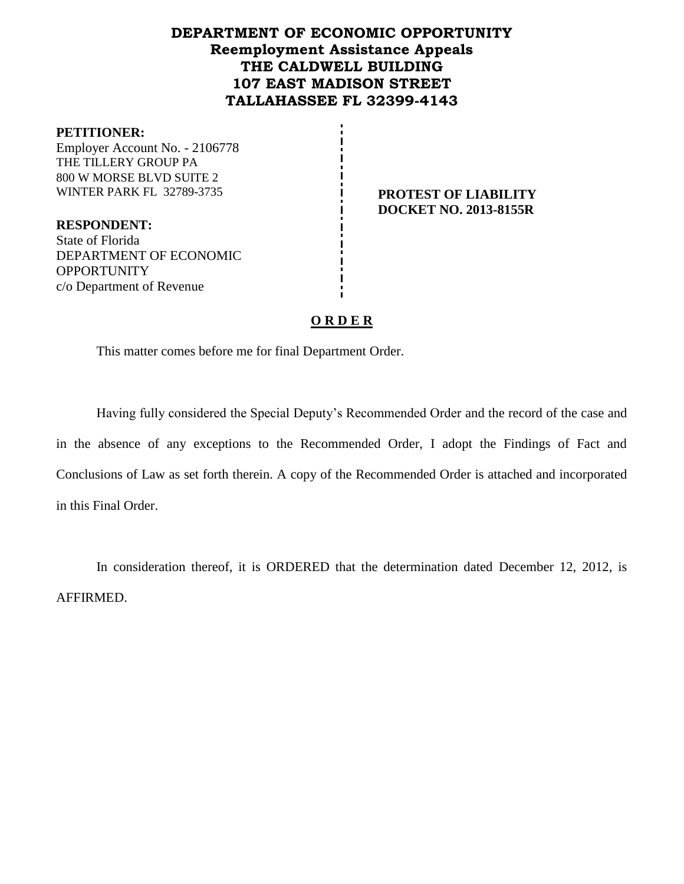**DEPARTMENT OF ECONOMIC OPPORTUNITY**
**Reemployment Assistance Appeals**
**THE CALDWELL BUILDING**
**107 EAST MADISON STREET**
**TALLAHASSEE FL 32399-4143**

**PETITIONER:**
Employer Account No. - 2106778
THE TILLERY GROUP PA
800 W MORSE BLVD SUITE 2
WINTER PARK FL 32789-3735

**RESPONDENT:**
State of Florida
DEPARTMENT OF ECONOMIC OPPORTUNITY
c/o Department of Revenue

**PROTEST OF LIABILITY**
**DOCKET NO. 2013-8155R**

## O R D E R

This matter comes before me for final Department Order.

Having fully considered the Special Deputy's Recommended Order and the record of the case and in the absence of any exceptions to the Recommended Order, I adopt the Findings of Fact and Conclusions of Law as set forth therein. A copy of the Recommended Order is attached and incorporated in this Final Order.

In consideration thereof, it is ORDERED that the determination dated December 12, 2012, is AFFIRMED.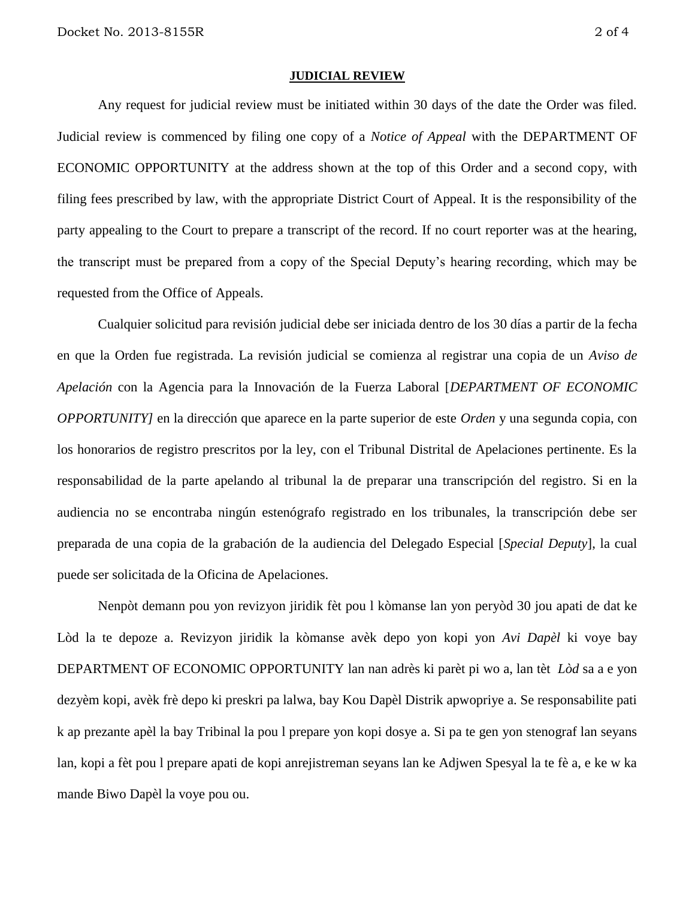**JUDICIAL REVIEW**

Any request for judicial review must be initiated within 30 days of the date the Order was filed. Judicial review is commenced by filing one copy of a *Notice of Appeal* with the DEPARTMENT OF ECONOMIC OPPORTUNITY at the address shown at the top of this Order and a second copy, with filing fees prescribed by law, with the appropriate District Court of Appeal. It is the responsibility of the party appealing to the Court to prepare a transcript of the record. If no court reporter was at the hearing, the transcript must be prepared from a copy of the Special Deputy's hearing recording, which may be requested from the Office of Appeals.

Cualquier solicitud para revisión judicial debe ser iniciada dentro de los 30 días a partir de la fecha en que la Orden fue registrada. La revisión judicial se comienza al registrar una copia de un *Aviso de Apelación* con la Agencia para la Innovación de la Fuerza Laboral [*DEPARTMENT OF ECONOMIC OPPORTUNITY]* en la dirección que aparece en la parte superior de este *Orden* y una segunda copia, con los honorarios de registro prescritos por la ley, con el Tribunal Distrital de Apelaciones pertinente. Es la responsabilidad de la parte apelando al tribunal la de preparar una transcripción del registro. Si en la audiencia no se encontraba ningún estenógrafo registrado en los tribunales, la transcripción debe ser preparada de una copia de la grabación de la audiencia del Delegado Especial [*Special Deputy*], la cual puede ser solicitada de la Oficina de Apelaciones.

Nenpòt demann pou yon revizyon jiridik fèt pou l kòmanse lan yon peryòd 30 jou apati de dat ke Lòd la te depoze a. Revizyon jiridik la kòmanse avèk depo yon kopi yon *Avi Dapèl* ki voye bay DEPARTMENT OF ECONOMIC OPPORTUNITY lan nan adrès ki parèt pi wo a, lan tèt *Lòd* sa a e yon dezyèm kopi, avèk frè depo ki preskri pa lalwa, bay Kou Dapèl Distrik apwopriye a. Se responsabilite pati k ap prezante apèl la bay Tribinal la pou l prepare yon kopi dosye a. Si pa te gen yon stenograf lan seyans lan, kopi a fèt pou l prepare apati de kopi anrejistreman seyans lan ke Adjwen Spesyal la te fè a, e ke w ka mande Biwo Dapèl la voye pou ou.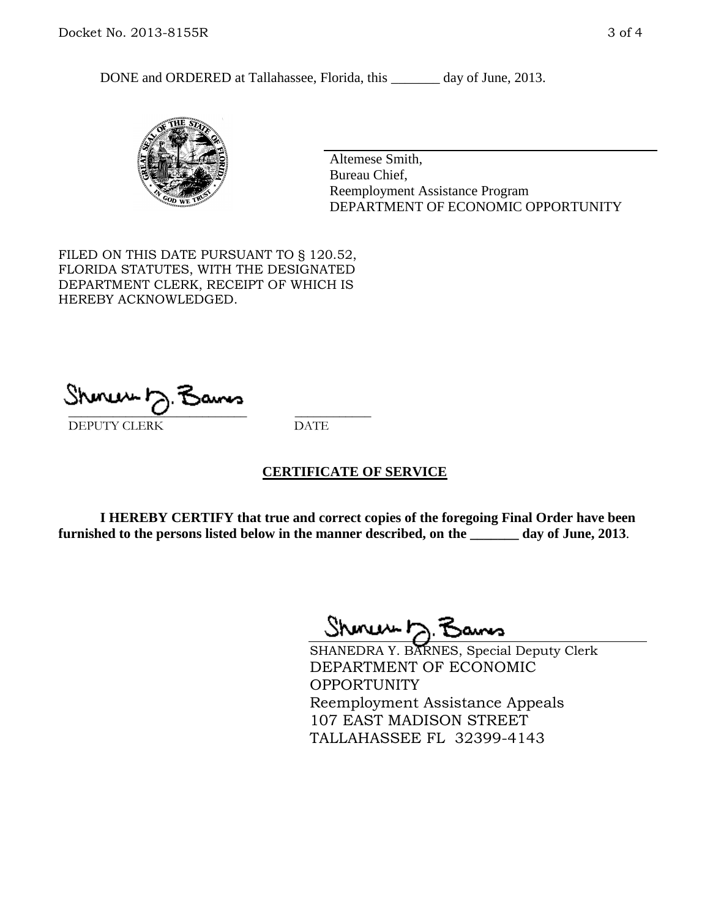DONE and ORDERED at Tallahassee, Florida, this _______ day of June, 2013.

Altemese Smith,
Bureau Chief,
Reemployment Assistance Program
DEPARTMENT OF ECONOMIC OPPORTUNITY

FILED ON THIS DATE PURSUANT TO § 120.52, FLORIDA STATUTES, WITH THE DESIGNATED DEPARTMENT CLERK, RECEIPT OF WHICH IS HEREBY ACKNOWLEDGED.

___________________________ ___________
DEPUTY CLERK DATE

**CERTIFICATE OF SERVICE**

**I HEREBY CERTIFY that true and correct copies of the foregoing Final Order have been furnished to the persons listed below in the manner described, on the _______ day of June, 2013**.

SHANEDRA Y. BARNES, Special Deputy Clerk
DEPARTMENT OF ECONOMIC OPPORTUNITY
Reemployment Assistance Appeals
107 EAST MADISON STREET
TALLAHASSEE FL 32399-4143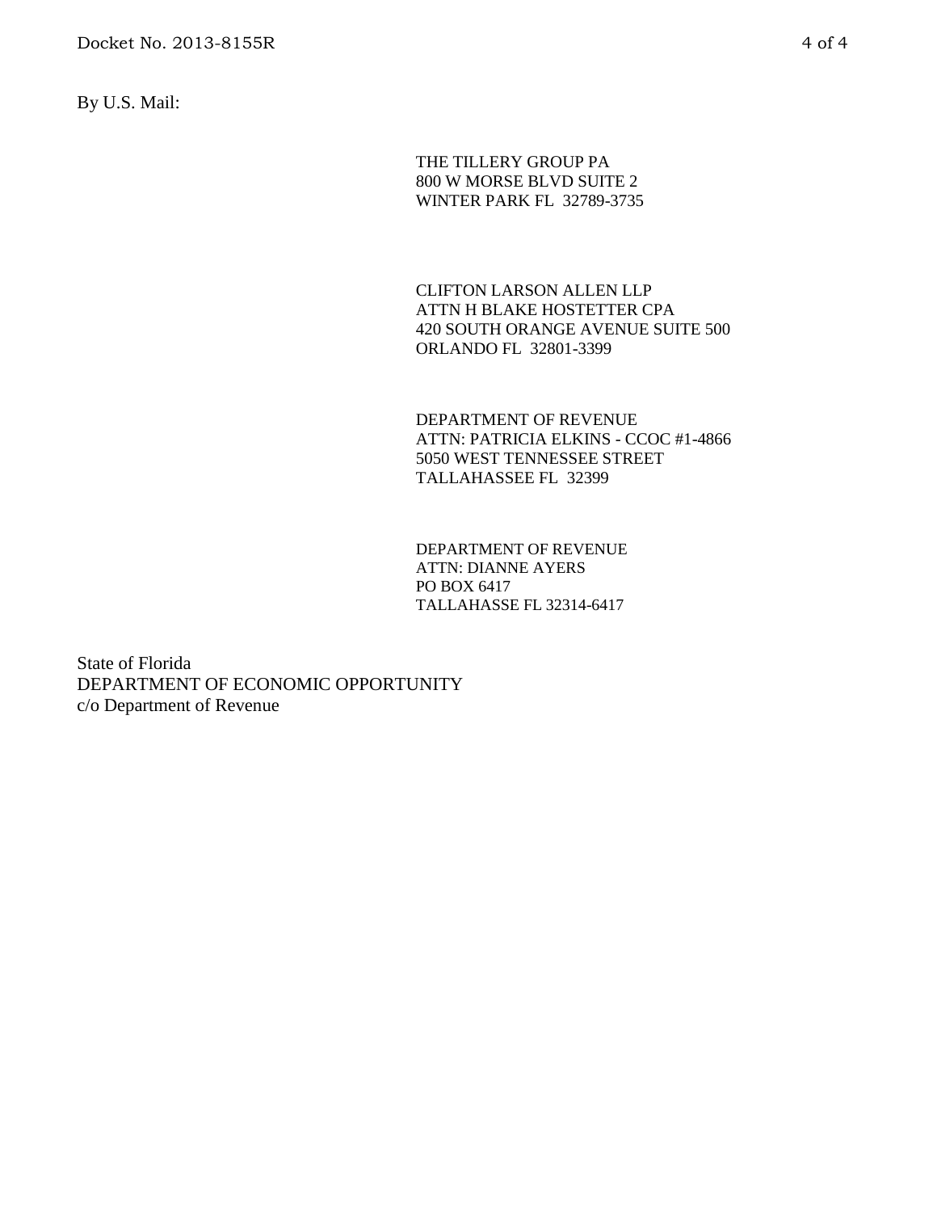By U.S. Mail:

THE TILLERY GROUP PA
800 W MORSE BLVD SUITE 2
WINTER PARK FL 32789-3735

CLIFTON LARSON ALLEN LLP
ATTN H BLAKE HOSTETTER CPA
420 SOUTH ORANGE AVENUE SUITE 500
ORLANDO FL 32801-3399

DEPARTMENT OF REVENUE
ATTN: PATRICIA ELKINS - CCOC #1-4866
5050 WEST TENNESSEE STREET
TALLAHASSEE FL 32399

DEPARTMENT OF REVENUE
ATTN: DIANNE AYERS
PO BOX 6417
TALLAHASSE FL 32314-6417

State of Florida
DEPARTMENT OF ECONOMIC OPPORTUNITY
c/o Department of Revenue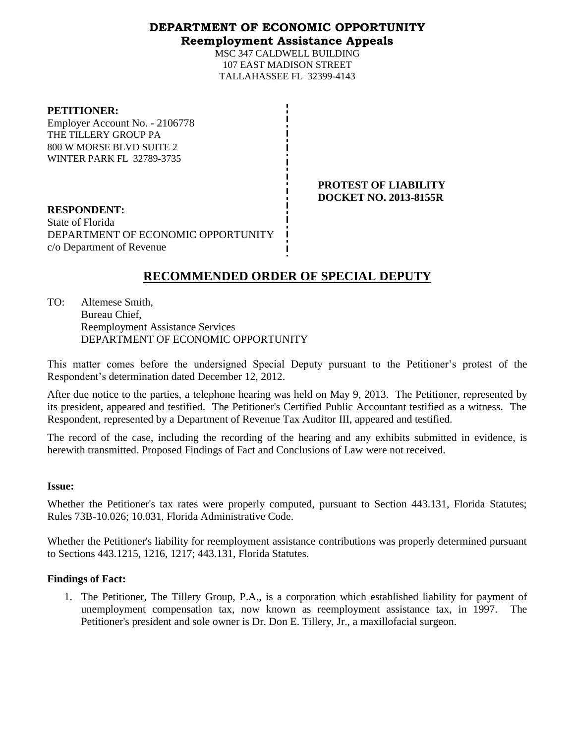**DEPARTMENT OF ECONOMIC OPPORTUNITY**
**Reemployment Assistance Appeals**

MSC 347 CALDWELL BUILDING
107 EAST MADISON STREET
TALLAHASSEE FL 32399-4143

**PETITIONER:**
Employer Account No. - 2106778
THE TILLERY GROUP PA
800 W MORSE BLVD SUITE 2
WINTER PARK FL 32789-3735

**PROTEST OF LIABILITY**
**DOCKET NO. 2013-8155R**

**RESPONDENT:**
State of Florida
DEPARTMENT OF ECONOMIC OPPORTUNITY
c/o Department of Revenue

## RECOMMENDED ORDER OF SPECIAL DEPUTY

TO: Altemese Smith,
Bureau Chief,
Reemployment Assistance Services
DEPARTMENT OF ECONOMIC OPPORTUNITY

This matter comes before the undersigned Special Deputy pursuant to the Petitioner's protest of the Respondent's determination dated December 12, 2012.

After due notice to the parties, a telephone hearing was held on May 9, 2013. The Petitioner, represented by its president, appeared and testified. The Petitioner's Certified Public Accountant testified as a witness. The Respondent, represented by a Department of Revenue Tax Auditor III, appeared and testified.

The record of the case, including the recording of the hearing and any exhibits submitted in evidence, is herewith transmitted. Proposed Findings of Fact and Conclusions of Law were not received.

**Issue:**

Whether the Petitioner's tax rates were properly computed, pursuant to Section 443.131, Florida Statutes; Rules 73B-10.026; 10.031, Florida Administrative Code.

Whether the Petitioner's liability for reemployment assistance contributions was properly determined pursuant to Sections 443.1215, 1216, 1217; 443.131, Florida Statutes.

**Findings of Fact:**

1. The Petitioner, The Tillery Group, P.A., is a corporation which established liability for payment of unemployment compensation tax, now known as reemployment assistance tax, in 1997. The Petitioner's president and sole owner is Dr. Don E. Tillery, Jr., a maxillofacial surgeon.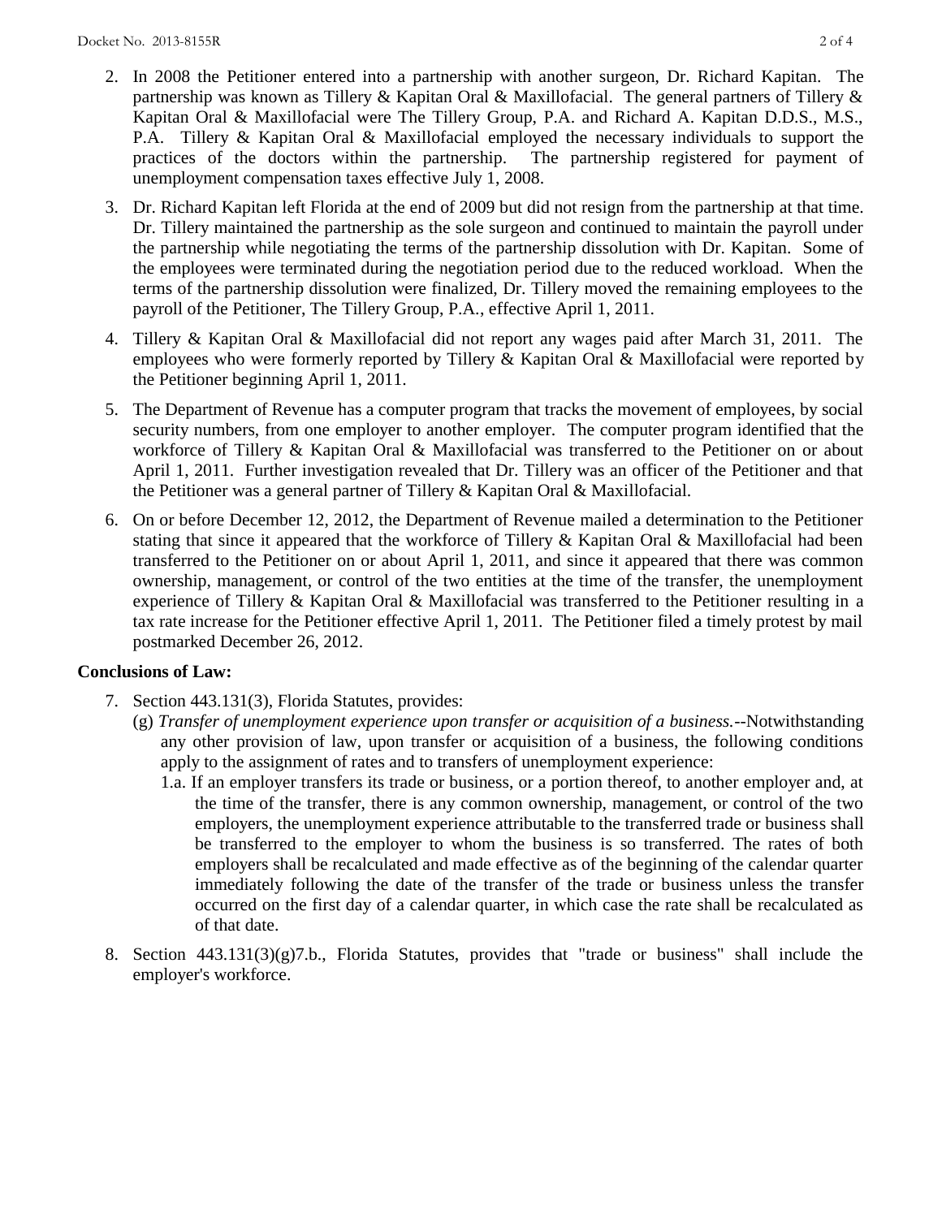2. In 2008 the Petitioner entered into a partnership with another surgeon, Dr. Richard Kapitan. The partnership was known as Tillery & Kapitan Oral & Maxillofacial. The general partners of Tillery & Kapitan Oral & Maxillofacial were The Tillery Group, P.A. and Richard A. Kapitan D.D.S., M.S., P.A. Tillery & Kapitan Oral & Maxillofacial employed the necessary individuals to support the practices of the doctors within the partnership. The partnership registered for payment of unemployment compensation taxes effective July 1, 2008.

3. Dr. Richard Kapitan left Florida at the end of 2009 but did not resign from the partnership at that time. Dr. Tillery maintained the partnership as the sole surgeon and continued to maintain the payroll under the partnership while negotiating the terms of the partnership dissolution with Dr. Kapitan. Some of the employees were terminated during the negotiation period due to the reduced workload. When the terms of the partnership dissolution were finalized, Dr. Tillery moved the remaining employees to the payroll of the Petitioner, The Tillery Group, P.A., effective April 1, 2011.

4. Tillery & Kapitan Oral & Maxillofacial did not report any wages paid after March 31, 2011. The employees who were formerly reported by Tillery & Kapitan Oral & Maxillofacial were reported by the Petitioner beginning April 1, 2011.

5. The Department of Revenue has a computer program that tracks the movement of employees, by social security numbers, from one employer to another employer. The computer program identified that the workforce of Tillery & Kapitan Oral & Maxillofacial was transferred to the Petitioner on or about April 1, 2011. Further investigation revealed that Dr. Tillery was an officer of the Petitioner and that the Petitioner was a general partner of Tillery & Kapitan Oral & Maxillofacial.

6. On or before December 12, 2012, the Department of Revenue mailed a determination to the Petitioner stating that since it appeared that the workforce of Tillery & Kapitan Oral & Maxillofacial had been transferred to the Petitioner on or about April 1, 2011, and since it appeared that there was common ownership, management, or control of the two entities at the time of the transfer, the unemployment experience of Tillery & Kapitan Oral & Maxillofacial was transferred to the Petitioner resulting in a tax rate increase for the Petitioner effective April 1, 2011. The Petitioner filed a timely protest by mail postmarked December 26, 2012.

**Conclusions of Law:**

7. Section 443.131(3), Florida Statutes, provides:
   (g) *Transfer of unemployment experience upon transfer or acquisition of a business.*--Notwithstanding any other provision of law, upon transfer or acquisition of a business, the following conditions apply to the assignment of rates and to transfers of unemployment experience:
      1.a. If an employer transfers its trade or business, or a portion thereof, to another employer and, at the time of the transfer, there is any common ownership, management, or control of the two employers, the unemployment experience attributable to the transferred trade or business shall be transferred to the employer to whom the business is so transferred. The rates of both employers shall be recalculated and made effective as of the beginning of the calendar quarter immediately following the date of the transfer of the trade or business unless the transfer occurred on the first day of a calendar quarter, in which case the rate shall be recalculated as of that date.

8. Section 443.131(3)(g)7.b., Florida Statutes, provides that "trade or business" shall include the employer's workforce.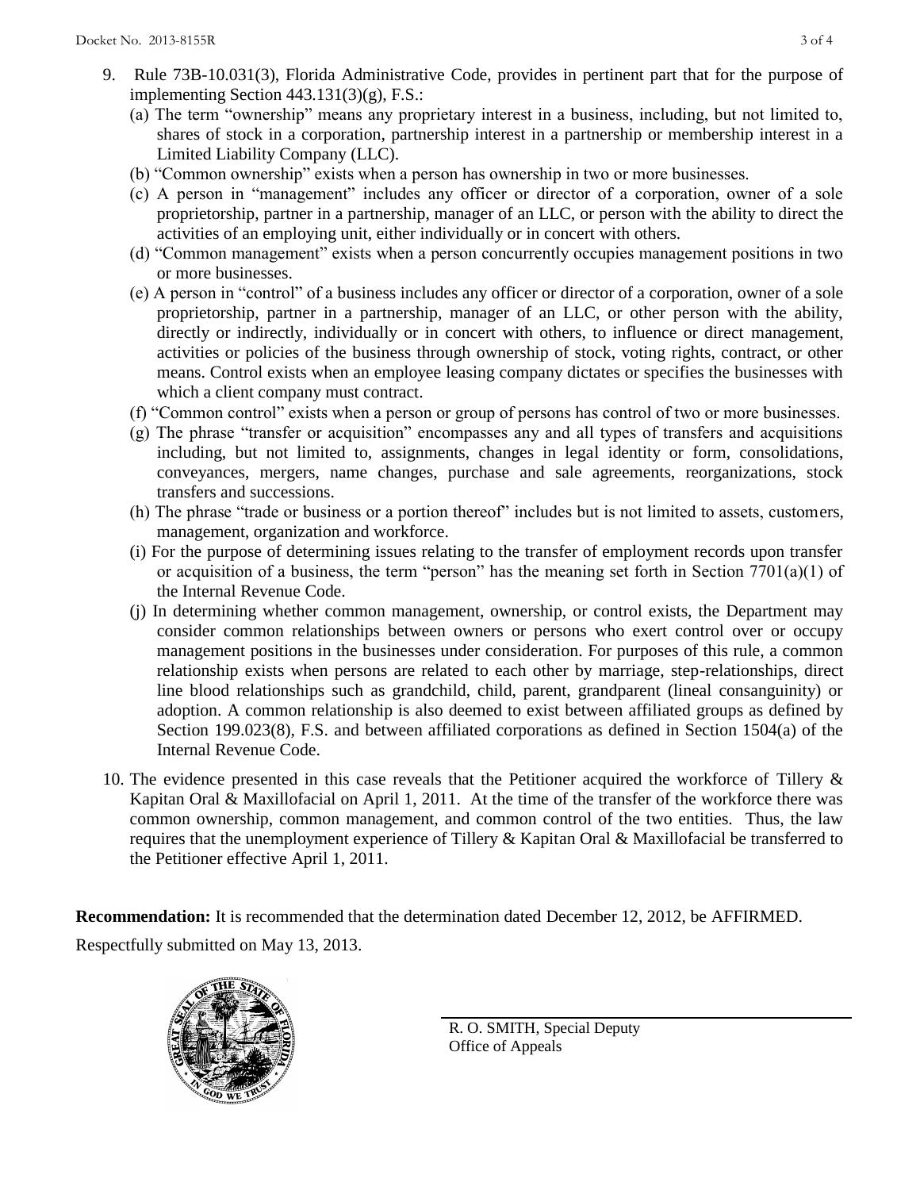9. Rule 73B-10.031(3), Florida Administrative Code, provides in pertinent part that for the purpose of implementing Section 443.131(3)(g), F.S.:
   (a) The term "ownership" means any proprietary interest in a business, including, but not limited to, shares of stock in a corporation, partnership interest in a partnership or membership interest in a Limited Liability Company (LLC).
   (b) "Common ownership" exists when a person has ownership in two or more businesses.
   (c) A person in "management" includes any officer or director of a corporation, owner of a sole proprietorship, partner in a partnership, manager of an LLC, or person with the ability to direct the activities of an employing unit, either individually or in concert with others.
   (d) "Common management" exists when a person concurrently occupies management positions in two or more businesses.
   (e) A person in "control" of a business includes any officer or director of a corporation, owner of a sole proprietorship, partner in a partnership, manager of an LLC, or other person with the ability, directly or indirectly, individually or in concert with others, to influence or direct management, activities or policies of the business through ownership of stock, voting rights, contract, or other means. Control exists when an employee leasing company dictates or specifies the businesses with which a client company must contract.
   (f) "Common control" exists when a person or group of persons has control of two or more businesses.
   (g) The phrase "transfer or acquisition" encompasses any and all types of transfers and acquisitions including, but not limited to, assignments, changes in legal identity or form, consolidations, conveyances, mergers, name changes, purchase and sale agreements, reorganizations, stock transfers and successions.
   (h) The phrase "trade or business or a portion thereof" includes but is not limited to assets, customers, management, organization and workforce.
   (i) For the purpose of determining issues relating to the transfer of employment records upon transfer or acquisition of a business, the term "person" has the meaning set forth in Section 7701(a)(1) of the Internal Revenue Code.
   (j) In determining whether common management, ownership, or control exists, the Department may consider common relationships between owners or persons who exert control over or occupy management positions in the businesses under consideration. For purposes of this rule, a common relationship exists when persons are related to each other by marriage, step-relationships, direct line blood relationships such as grandchild, child, parent, grandparent (lineal consanguinity) or adoption. A common relationship is also deemed to exist between affiliated groups as defined by Section 199.023(8), F.S. and between affiliated corporations as defined in Section 1504(a) of the Internal Revenue Code.

10. The evidence presented in this case reveals that the Petitioner acquired the workforce of Tillery & Kapitan Oral & Maxillofacial on April 1, 2011. At the time of the transfer of the workforce there was common ownership, common management, and common control of the two entities. Thus, the law requires that the unemployment experience of Tillery & Kapitan Oral & Maxillofacial be transferred to the Petitioner effective April 1, 2011.

**Recommendation:** It is recommended that the determination dated December 12, 2012, be AFFIRMED.

Respectfully submitted on May 13, 2013.

R. O. SMITH, Special Deputy
Office of Appeals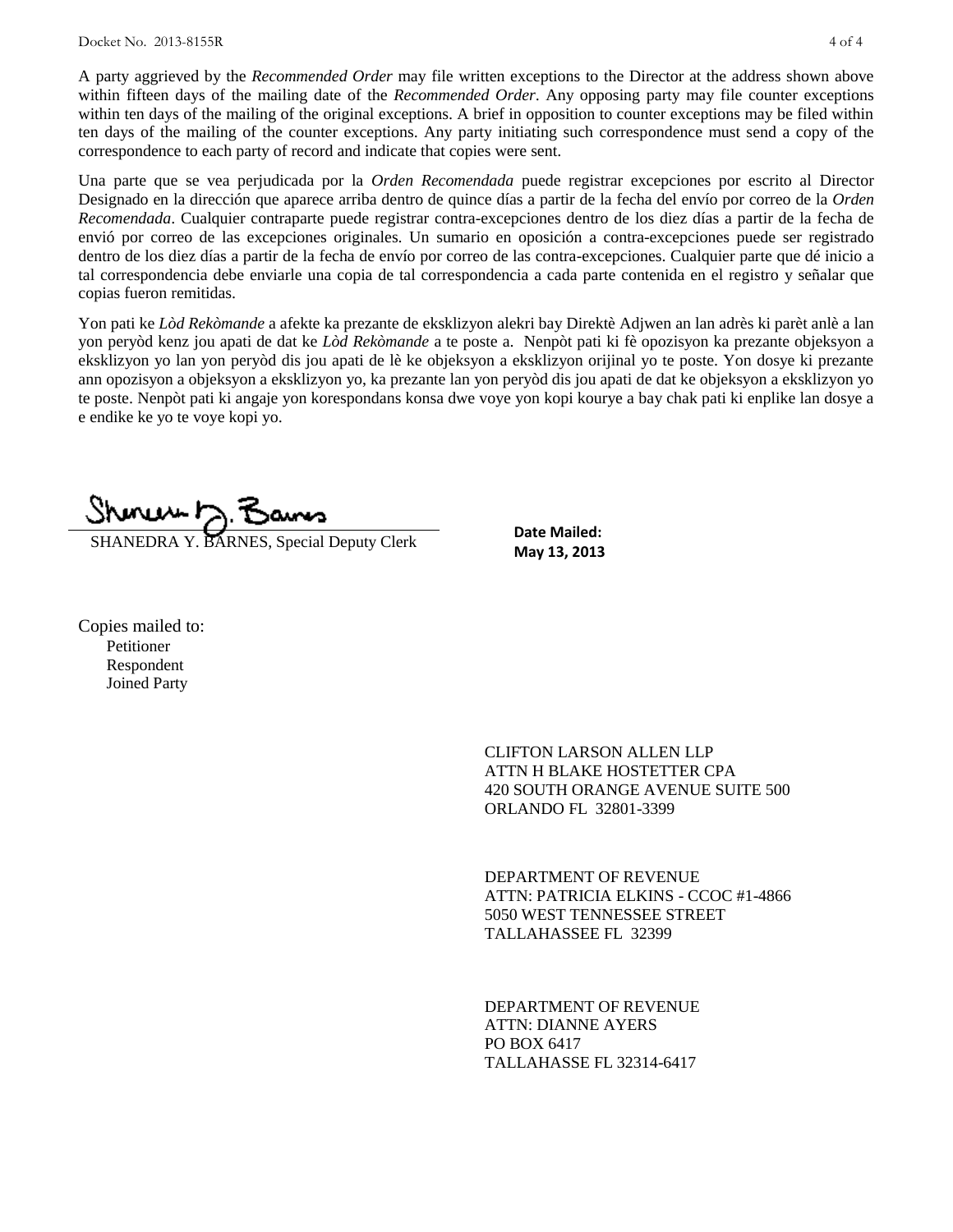A party aggrieved by the *Recommended Order* may file written exceptions to the Director at the address shown above within fifteen days of the mailing date of the *Recommended Order*. Any opposing party may file counter exceptions within ten days of the mailing of the original exceptions. A brief in opposition to counter exceptions may be filed within ten days of the mailing of the counter exceptions. Any party initiating such correspondence must send a copy of the correspondence to each party of record and indicate that copies were sent.

Una parte que se vea perjudicada por la *Orden Recomendada* puede registrar excepciones por escrito al Director Designado en la dirección que aparece arriba dentro de quince días a partir de la fecha del envío por correo de la *Orden Recomendada*. Cualquier contraparte puede registrar contra-excepciones dentro de los diez días a partir de la fecha de envió por correo de las excepciones originales. Un sumario en oposición a contra-excepciones puede ser registrado dentro de los diez días a partir de la fecha de envío por correo de las contra-excepciones. Cualquier parte que dé inicio a tal correspondencia debe enviarle una copia de tal correspondencia a cada parte contenida en el registro y señalar que copias fueron remitidas.

Yon pati ke *Lòd Rekòmande* a afekte ka prezante de eksklizyon alekri bay Direktè Adjwen an lan adrès ki parèt anlè a lan yon peryòd kenz jou apati de dat ke *Lòd Rekòmande* a te poste a. Nenpòt pati ki fè opozisyon ka prezante objeksyon a eksklizyon yo lan yon peryòd dis jou apati de lè ke objeksyon a eksklizyon orijinal yo te poste. Yon dosye ki prezante ann opozisyon a objeksyon a eksklizyon yo, ka prezante lan yon peryòd dis jou apati de dat ke objeksyon a eksklizyon yo te poste. Nenpòt pati ki angaje yon korespondans konsa dwe voye yon kopi kourye a bay chak pati ki enplike lan dosye a e endike ke yo te voye kopi yo.

SHANEDRA Y. BARNES, Special Deputy Clerk

**Date Mailed:**
**May 13, 2013**

Copies mailed to:
Petitioner
Respondent
Joined Party

CLIFTON LARSON ALLEN LLP
ATTN H BLAKE HOSTETTER CPA
420 SOUTH ORANGE AVENUE SUITE 500
ORLANDO FL 32801-3399

DEPARTMENT OF REVENUE
ATTN: PATRICIA ELKINS - CCOC #1-4866
5050 WEST TENNESSEE STREET
TALLAHASSEE FL 32399

DEPARTMENT OF REVENUE
ATTN: DIANNE AYERS
PO BOX 6417
TALLAHASSE FL 32314-6417